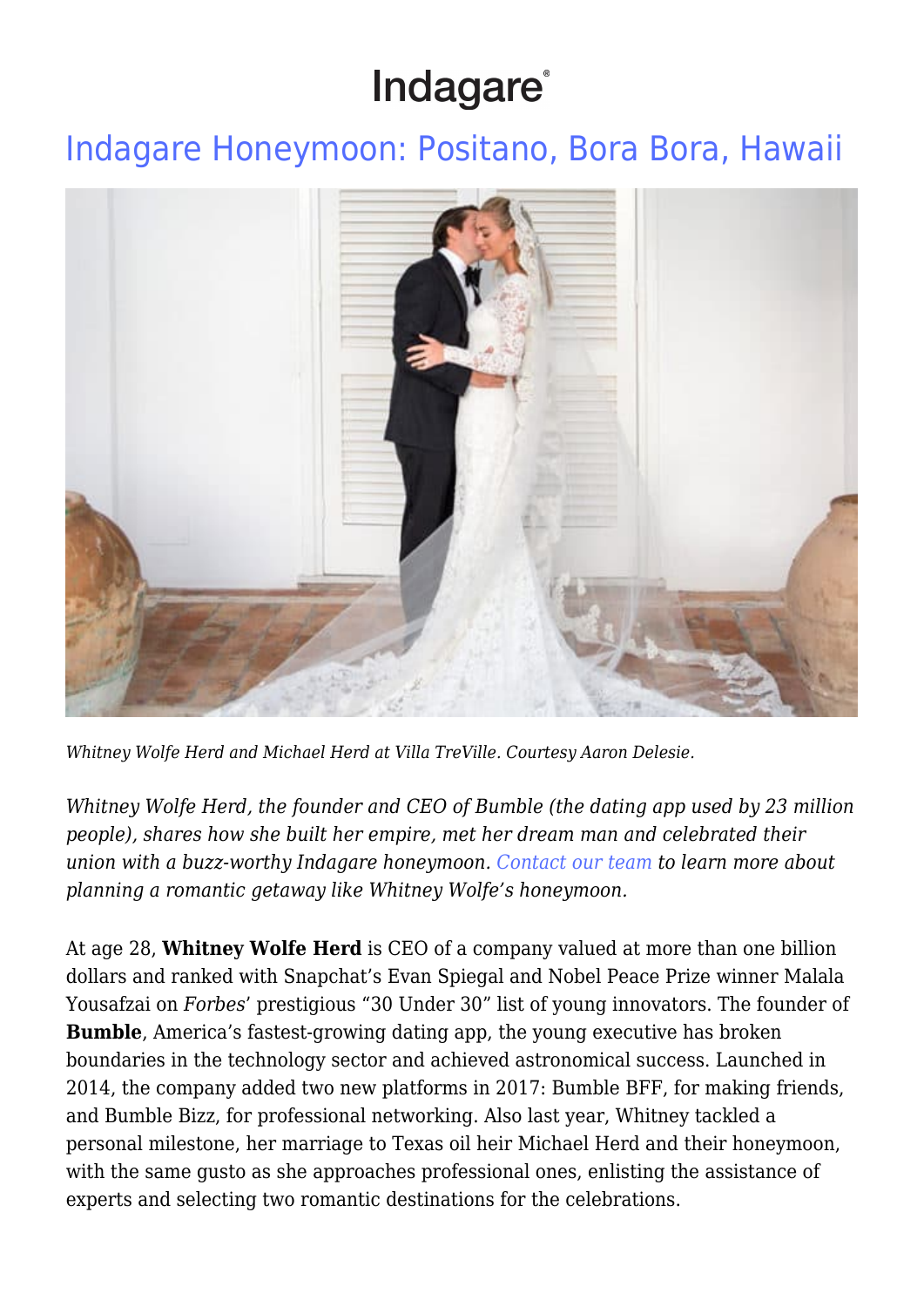# Indagare

## Indagare Honeymoon: Positano, Bora Bora, Hawaii

*Whitney Wolfe Herd and Michael Herd at Villa TreVille. Courtesy Aaron Delesie.*

*Whitney Wolfe Herd, the founder and CEO of Bumble (the dating app used by 23 million people), shares how she built her empire, met her dream man and celebrated their union with a buzz-worthy Indagare honeymoon. Contact our team to learn more about planning a romantic getaway like Whitney Wolfe's honeymoon.*

At age 28, **Whitney Wolfe Herd** is CEO of a company valued at more than one billion dollars and ranked with Snapchat's Evan Spiegal and Nobel Peace Prize winner Malala Yousafzai on *Forbes*' prestigious "30 Under 30" list of young innovators. The founder of **Bumble**, America's fastest-growing dating app, the young executive has broken boundaries in the technology sector and achieved astronomical success. Launched in 2014, the company added two new platforms in 2017: Bumble BFF, for making friends, and Bumble Bizz, for professional networking. Also last year, Whitney tackled a personal milestone, her marriage to Texas oil heir Michael Herd and their honeymoon, with the same gusto as she approaches professional ones, enlisting the assistance of experts and selecting two romantic destinations for the celebrations.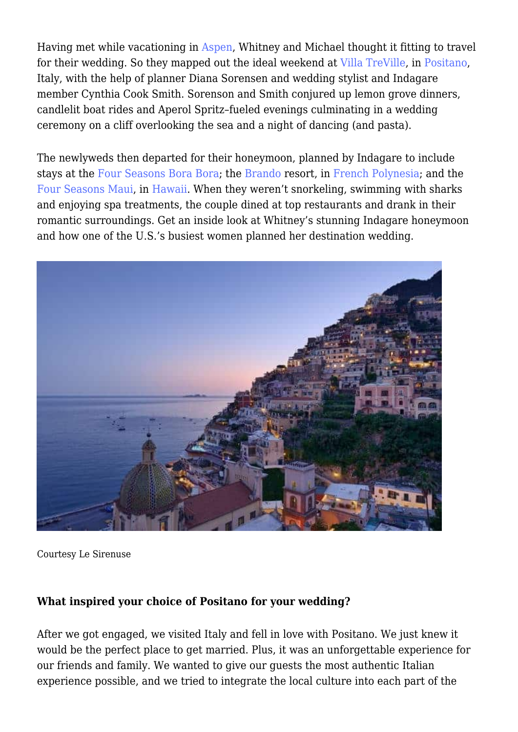Having met while vacationing in Aspen, Whitney and Michael thought it fitting to travel for their wedding. So they mapped out the ideal weekend at Villa TreVille, in Positano, Italy, with the help of planner Diana Sorensen and wedding stylist and Indagare member Cynthia Cook Smith. Sorenson and Smith conjured up lemon grove dinners, candlelit boat rides and Aperol Spritz–fueled evenings culminating in a wedding ceremony on a cliff overlooking the sea and a night of dancing (and pasta).

The newlyweds then departed for their honeymoon, planned by Indagare to include stays at the Four Seasons Bora Bora; the Brando resort, in French Polynesia; and the Four Seasons Maui, in Hawaii. When they weren't snorkeling, swimming with sharks and enjoying spa treatments, the couple dined at top restaurants and drank in their romantic surroundings. Get an inside look at Whitney's stunning Indagare honeymoon and how one of the U.S.'s busiest women planned her destination wedding.

Courtesy Le Sirenuse

**What inspired your choice of Positano for your wedding?**

After we got engaged, we visited Italy and fell in love with Positano. We just knew it would be the perfect place to get married. Plus, it was an unforgettable experience for our friends and family. We wanted to give our guests the most authentic Italian experience possible, and we tried to integrate the local culture into each part of the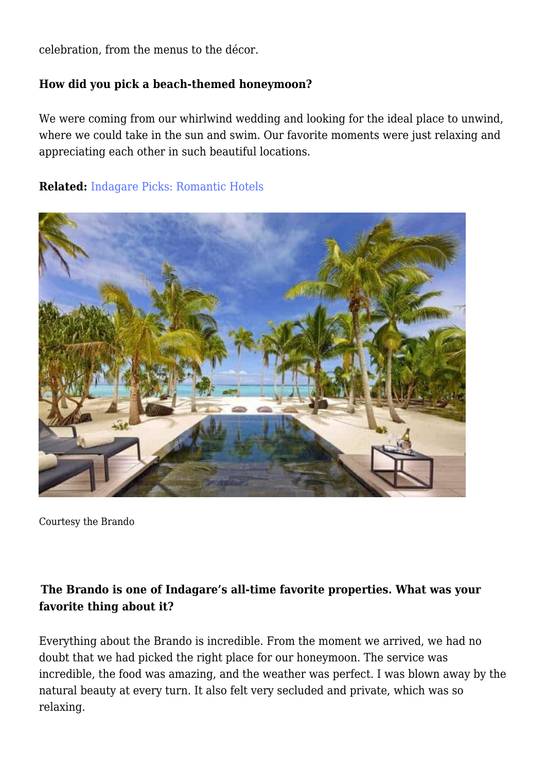celebration, from the menus to the décor.

**How did you pick a beach-themed honeymoon?**

We were coming from our whirlwind wedding and looking for the ideal place to unwind, where we could take in the sun and swim. Our favorite moments were just relaxing and appreciating each other in such beautiful locations.

**Related:** Indagare Picks: Romantic Hotels

Courtesy the Brando

**The Brando is one of Indagare's all-time favorite properties. What was your favorite thing about it?**

Everything about the Brando is incredible. From the moment we arrived, we had no doubt that we had picked the right place for our honeymoon. The service was incredible, the food was amazing, and the weather was perfect. I was blown away by the natural beauty at every turn. It also felt very secluded and private, which was so relaxing.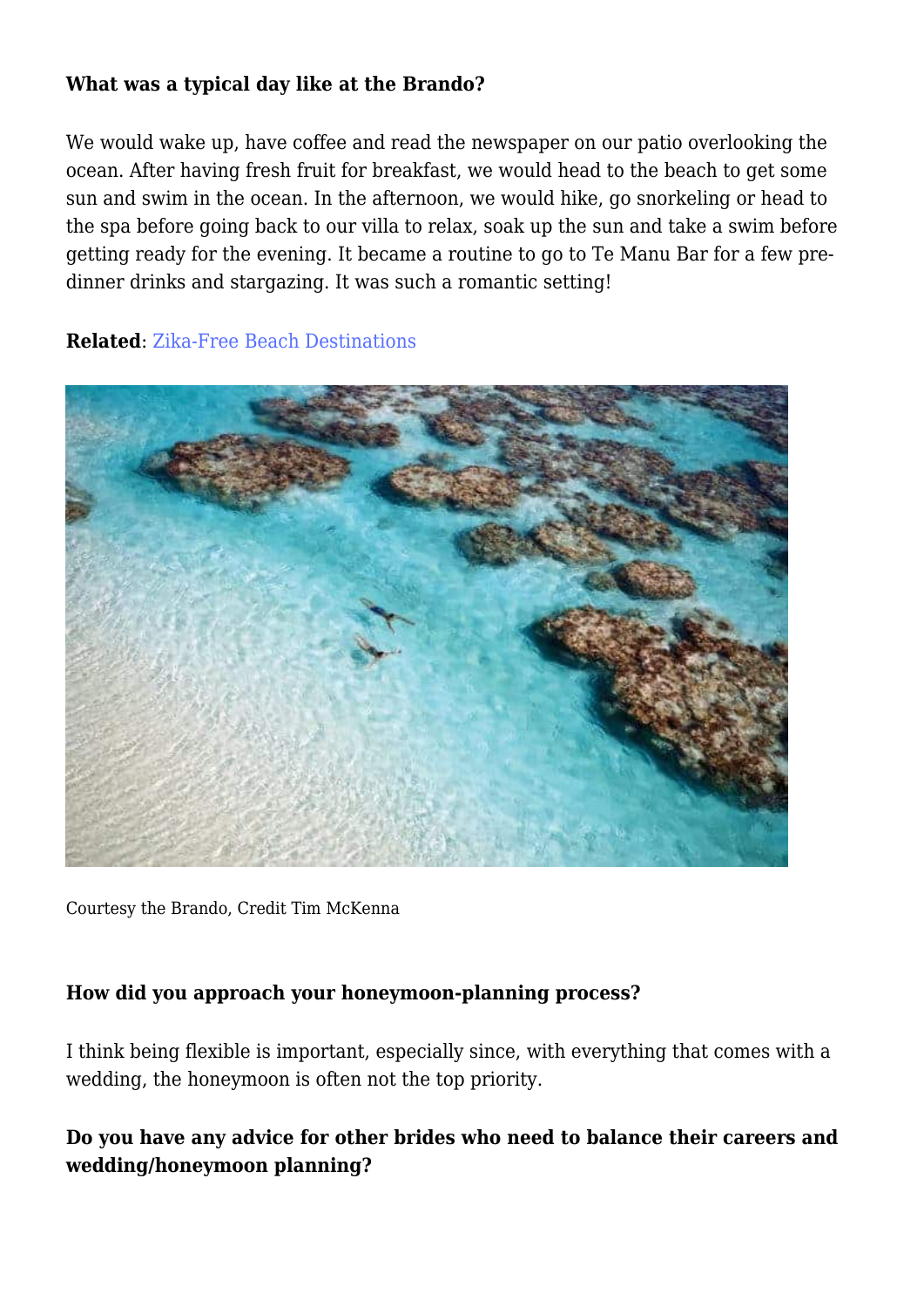**What was a typical day like at the Brando?**

We would wake up, have coffee and read the newspaper on our patio overlooking the ocean. After having fresh fruit for breakfast, we would head to the beach to get some sun and swim in the ocean. In the afternoon, we would hike, go snorkeling or head to the spa before going back to our villa to relax, soak up the sun and take a swim before getting ready for the evening. It became a routine to go to Te Manu Bar for a few pre-dinner drinks and stargazing. It was such a romantic setting!

**Related**: Zika-Free Beach Destinations

Courtesy the Brando, Credit Tim McKenna

**How did you approach your honeymoon-planning process?**

I think being flexible is important, especially since, with everything that comes with a wedding, the honeymoon is often not the top priority.

**Do you have any advice for other brides who need to balance their careers and wedding/honeymoon planning?**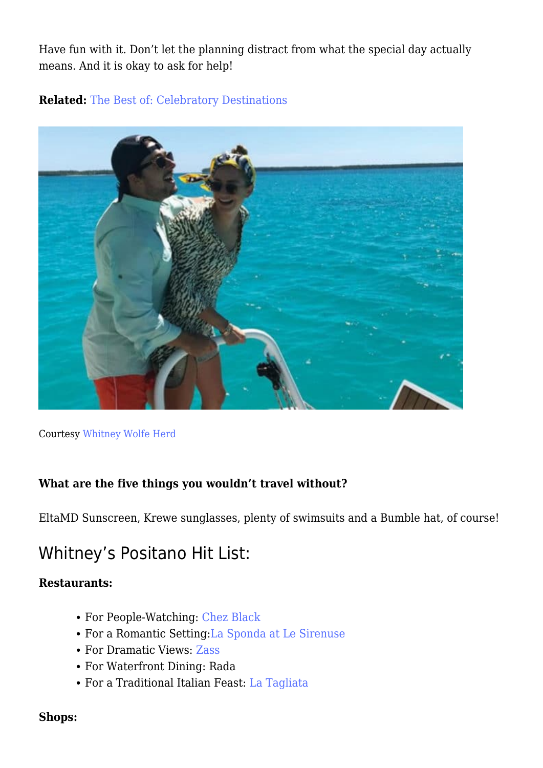Have fun with it. Don't let the planning distract from what the special day actually means. And it is okay to ask for help!

**Related:** The Best of: Celebratory Destinations

Courtesy Whitney Wolfe Herd

**What are the five things you wouldn't travel without?**

EltaMD Sunscreen, Krewe sunglasses, plenty of swimsuits and a Bumble hat, of course!

## Whitney's Positano Hit List:

**Restaurants:**

- For People-Watching: Chez Black
- For a Romantic Setting:La Sponda at Le Sirenuse
- For Dramatic Views: Zass
- For Waterfront Dining: Rada
- For a Traditional Italian Feast: La Tagliata

**Shops:**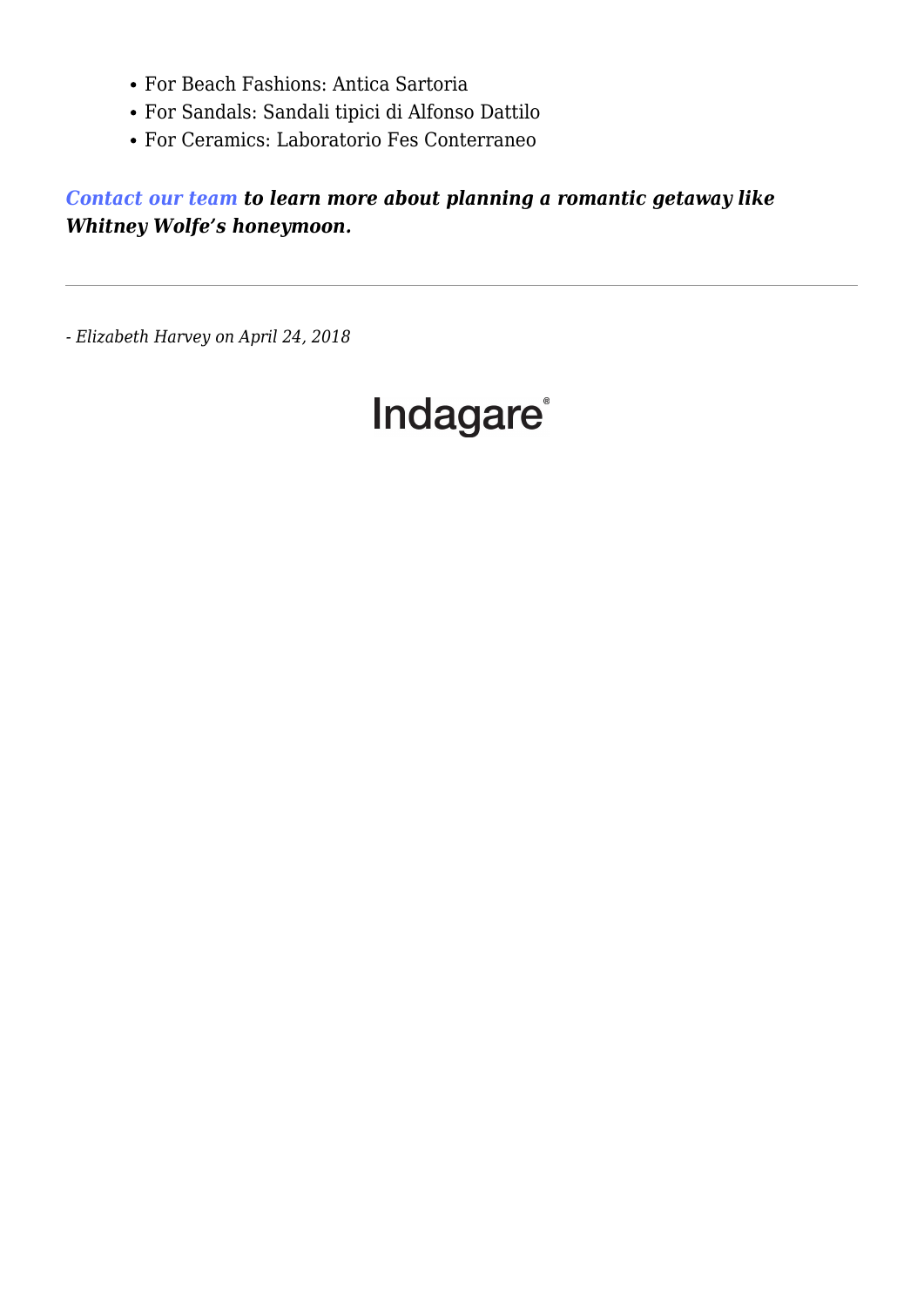- For Beach Fashions: Antica Sartoria
- For Sandals: Sandali tipici di Alfonso Dattilo
- For Ceramics: Laboratorio Fes Conterraneo

***Contact our team to learn more about planning a romantic getaway like Whitney Wolfe's honeymoon.***

---

*- Elizabeth Harvey on April 24, 2018*

Indagare®